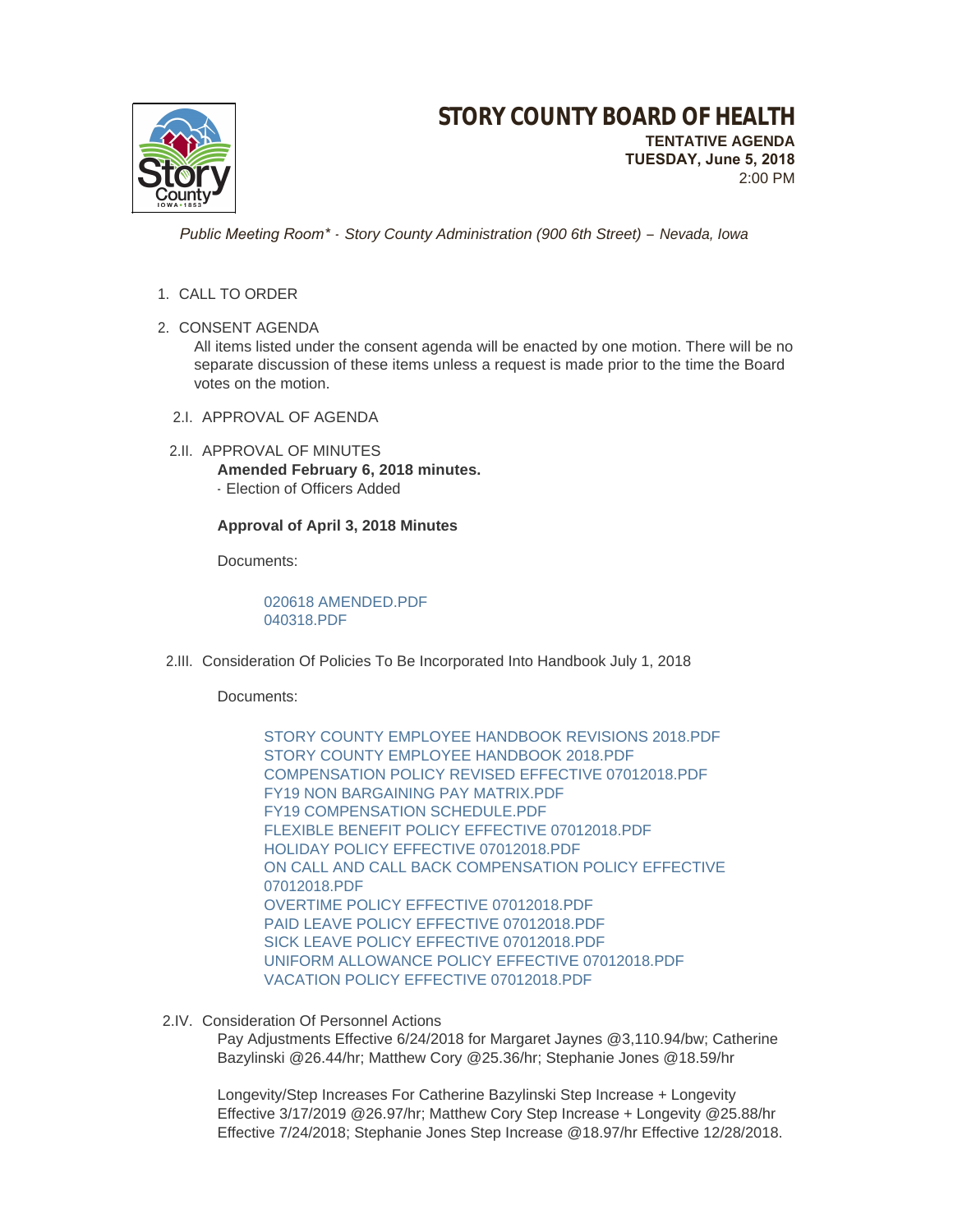# STORY COUNTY BOARD OF HEALTH

**TENTATIVE AGENDA**
**TUESDAY, June 5, 2018**
2:00 PM

*Public Meeting Room\* - Story County Administration (900 6th Street) – Nevada, Iowa*

1. CALL TO ORDER

2. CONSENT AGENDA

   All items listed under the consent agenda will be enacted by one motion. There will be no separate discussion of these items unless a request is made prior to the time the Board votes on the motion.

2.I. APPROVAL OF AGENDA

2.II. APPROVAL OF MINUTES

**Amended February 6, 2018 minutes.**
- Election of Officers Added

**Approval of April 3, 2018 Minutes**

Documents:

020618 AMENDED.PDF
040318.PDF

2.III. Consideration Of Policies To Be Incorporated Into Handbook July 1, 2018

Documents:

STORY COUNTY EMPLOYEE HANDBOOK REVISIONS 2018.PDF
STORY COUNTY EMPLOYEE HANDBOOK 2018.PDF
COMPENSATION POLICY REVISED EFFECTIVE 07012018.PDF
FY19 NON BARGAINING PAY MATRIX.PDF
FY19 COMPENSATION SCHEDULE.PDF
FLEXIBLE BENEFIT POLICY EFFECTIVE 07012018.PDF
HOLIDAY POLICY EFFECTIVE 07012018.PDF
ON CALL AND CALL BACK COMPENSATION POLICY EFFECTIVE 07012018.PDF
OVERTIME POLICY EFFECTIVE 07012018.PDF
PAID LEAVE POLICY EFFECTIVE 07012018.PDF
SICK LEAVE POLICY EFFECTIVE 07012018.PDF
UNIFORM ALLOWANCE POLICY EFFECTIVE 07012018.PDF
VACATION POLICY EFFECTIVE 07012018.PDF

2.IV. Consideration Of Personnel Actions

Pay Adjustments Effective 6/24/2018 for Margaret Jaynes @3,110.94/bw; Catherine Bazylinski @26.44/hr; Matthew Cory @25.36/hr; Stephanie Jones @18.59/hr

Longevity/Step Increases For Catherine Bazylinski Step Increase + Longevity Effective 3/17/2019 @26.97/hr; Matthew Cory Step Increase + Longevity @25.88/hr Effective 7/24/2018; Stephanie Jones Step Increase @18.97/hr Effective 12/28/2018.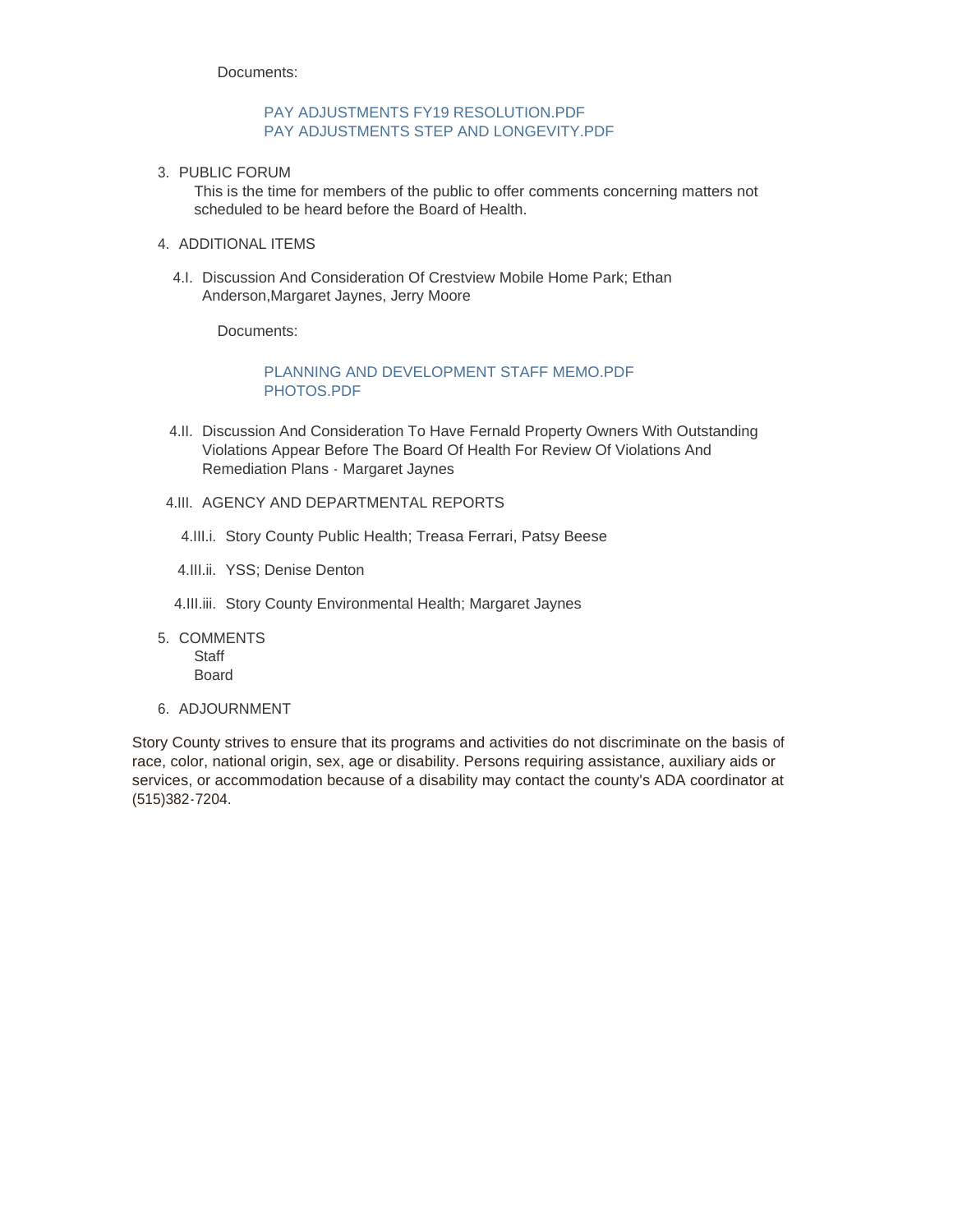Documents:

- PAY ADJUSTMENTS FY19 RESOLUTION.PDF
- PAY ADJUSTMENTS STEP AND LONGEVITY.PDF

3. PUBLIC FORUM

   This is the time for members of the public to offer comments concerning matters not scheduled to be heard before the Board of Health.

4. ADDITIONAL ITEMS

   4.I. Discussion And Consideration Of Crestview Mobile Home Park; Ethan Anderson,Margaret Jaynes, Jerry Moore

   Documents:

   - PLANNING AND DEVELOPMENT STAFF MEMO.PDF
   - PHOTOS.PDF

   4.II. Discussion And Consideration To Have Fernald Property Owners With Outstanding Violations Appear Before The Board Of Health For Review Of Violations And Remediation Plans - Margaret Jaynes

   4.III. AGENCY AND DEPARTMENTAL REPORTS

   4.III.i. Story County Public Health; Treasa Ferrari, Patsy Beese

   4.III.ii. YSS; Denise Denton

   4.III.iii. Story County Environmental Health; Margaret Jaynes

5. COMMENTS

   Staff

   Board

6. ADJOURNMENT

Story County strives to ensure that its programs and activities do not discriminate on the basis of race, color, national origin, sex, age or disability. Persons requiring assistance, auxiliary aids or services, or accommodation because of a disability may contact the county's ADA coordinator at (515)382-7204.